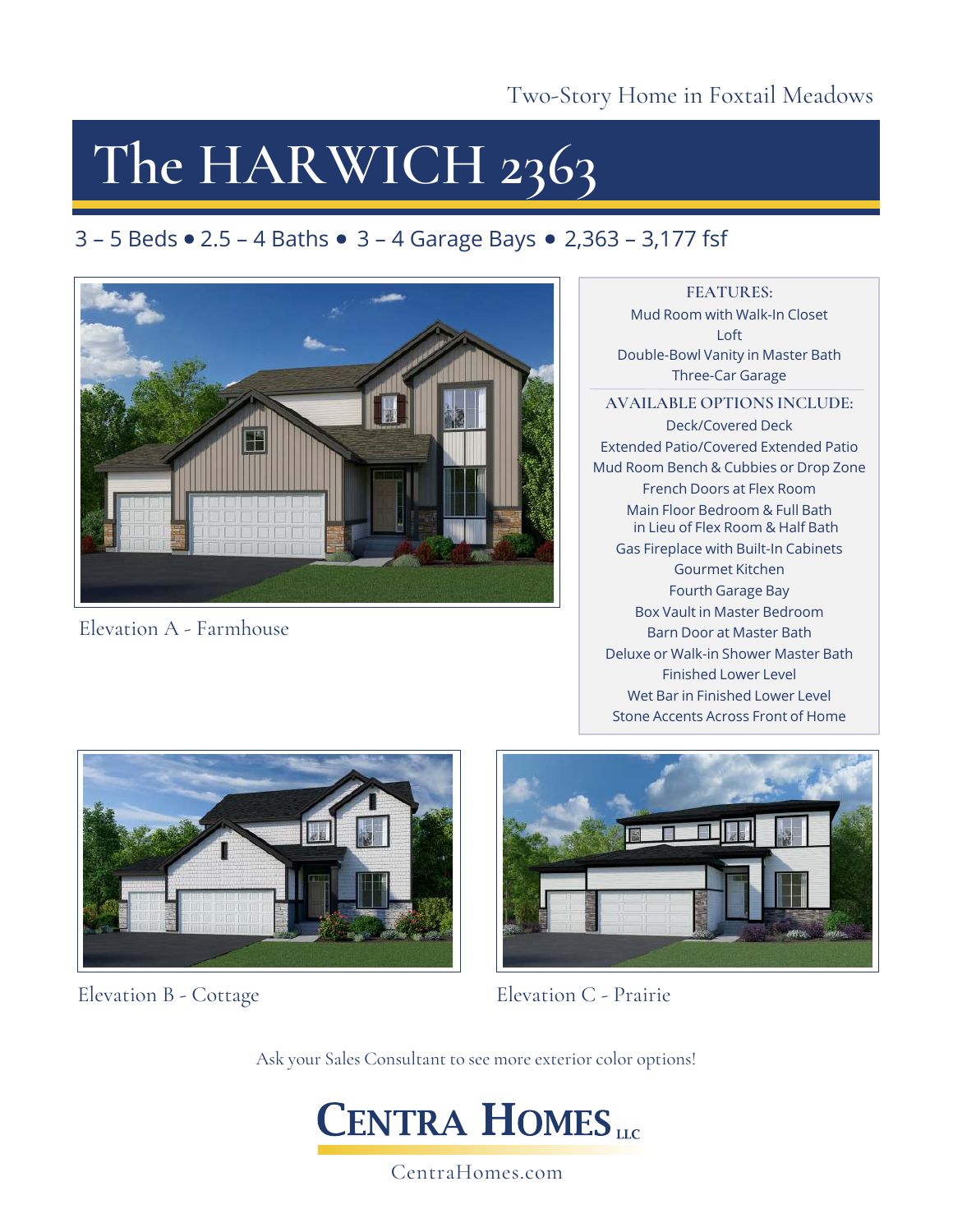Two-Story Home in Foxtail Meadows

# The HARWICH 2363

3 – 5 Beds • 2.5 – 4 Baths • 3 – 4 Garage Bays • 2,363 – 3,177 fsf

Elevation A - Farmhouse

**FEATURES:**

Mud Room with Walk-In Closet
Loft
Double-Bowl Vanity in Master Bath
Three-Car Garage

**AVAILABLE OPTIONS INCLUDE:**

Deck/Covered Deck
Extended Patio/Covered Extended Patio
Mud Room Bench & Cubbies or Drop Zone
French Doors at Flex Room
Main Floor Bedroom & Full Bath in Lieu of Flex Room & Half Bath
Gas Fireplace with Built-In Cabinets
Gourmet Kitchen
Fourth Garage Bay
Box Vault in Master Bedroom
Barn Door at Master Bath
Deluxe or Walk-in Shower Master Bath
Finished Lower Level
Wet Bar in Finished Lower Level
Stone Accents Across Front of Home

Elevation B - Cottage

Elevation C - Prairie

Ask your Sales Consultant to see more exterior color options!

CENTRA HOMES LLC

CentraHomes.com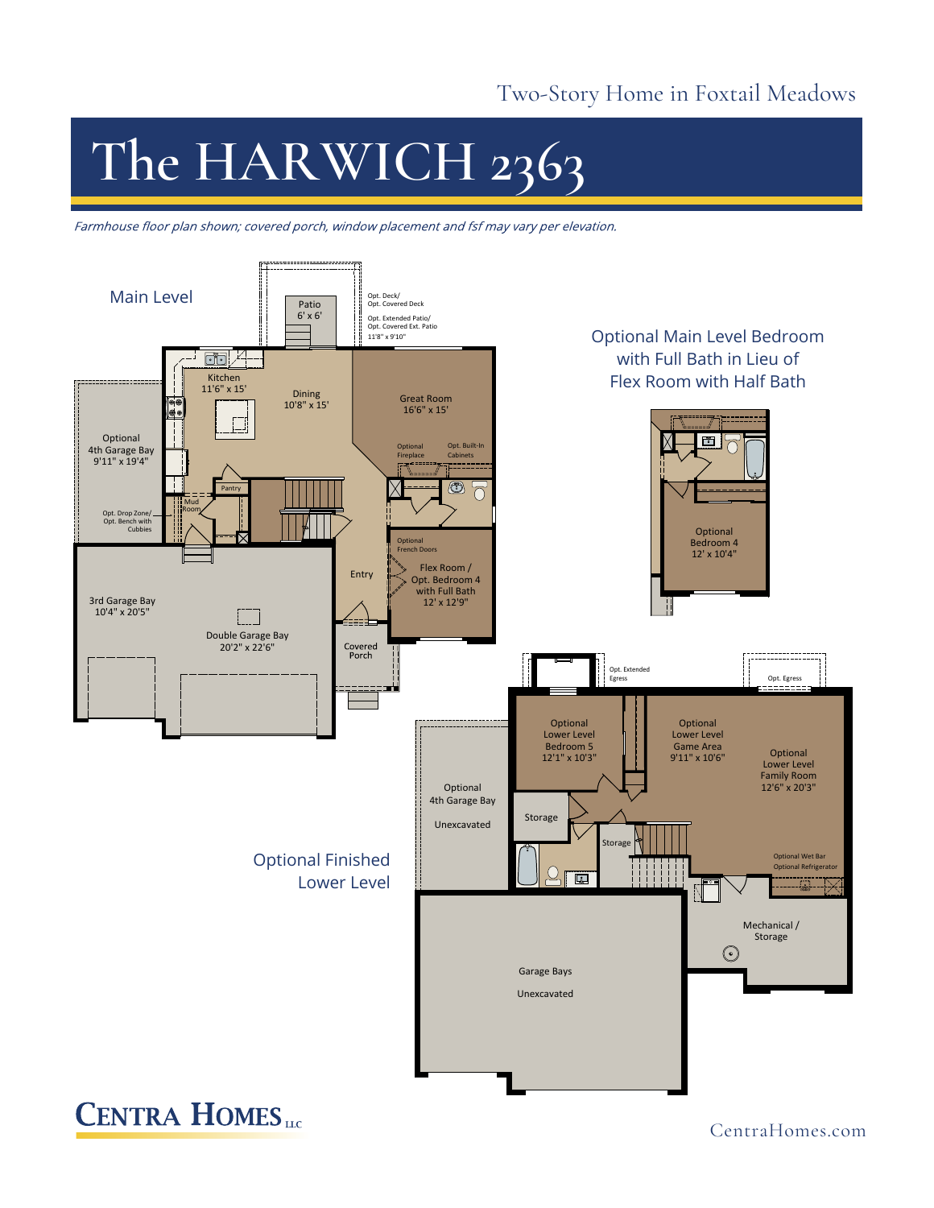Two-Story Home in Foxtail Meadows

# The HARWICH 2363

*Farmhouse floor plan shown; covered porch, window placement and fsf may vary per elevation.*

## Main Level

- Patio 6' x 6'
- Opt. Deck/ Opt. Covered Deck
- Opt. Extended Patio/ Opt. Covered Ext. Patio 11'8" x 9'10"
- Kitchen 11'6" x 15'
- Dining 10'8" x 15'
- Great Room 16'6" x 15'
- Optional Fireplace
- Opt. Built-In Cabinets
- Optional 4th Garage Bay 9'11" x 19'4"
- Pantry
- Mud Room
- Opt. Drop Zone/ Opt. Bench with Cubbies
- Optional French Doors
- Flex Room / Opt. Bedroom 4 with Full Bath 12' x 12'9"
- Entry
- 3rd Garage Bay 10'4" x 20'5"
- Double Garage Bay 20'2" x 22'6"
- Covered Porch

## Optional Main Level Bedroom with Full Bath in Lieu of Flex Room with Half Bath

- Optional Bedroom 4 12' x 10'4"

## Optional Finished Lower Level

- Opt. Extended Egress
- Opt. Egress
- Optional Lower Level Bedroom 5 12'1" x 10'3"
- Optional Lower Level Game Area 9'11" x 10'6"
- Optional Lower Level Family Room 12'6" x 20'3"
- Optional 4th Garage Bay Unexcavated
- Storage
- Storage
- Optional Wet Bar
- Optional Refrigerator
- Mechanical / Storage
- Garage Bays Unexcavated

CENTRA HOMES LLC

CentraHomes.com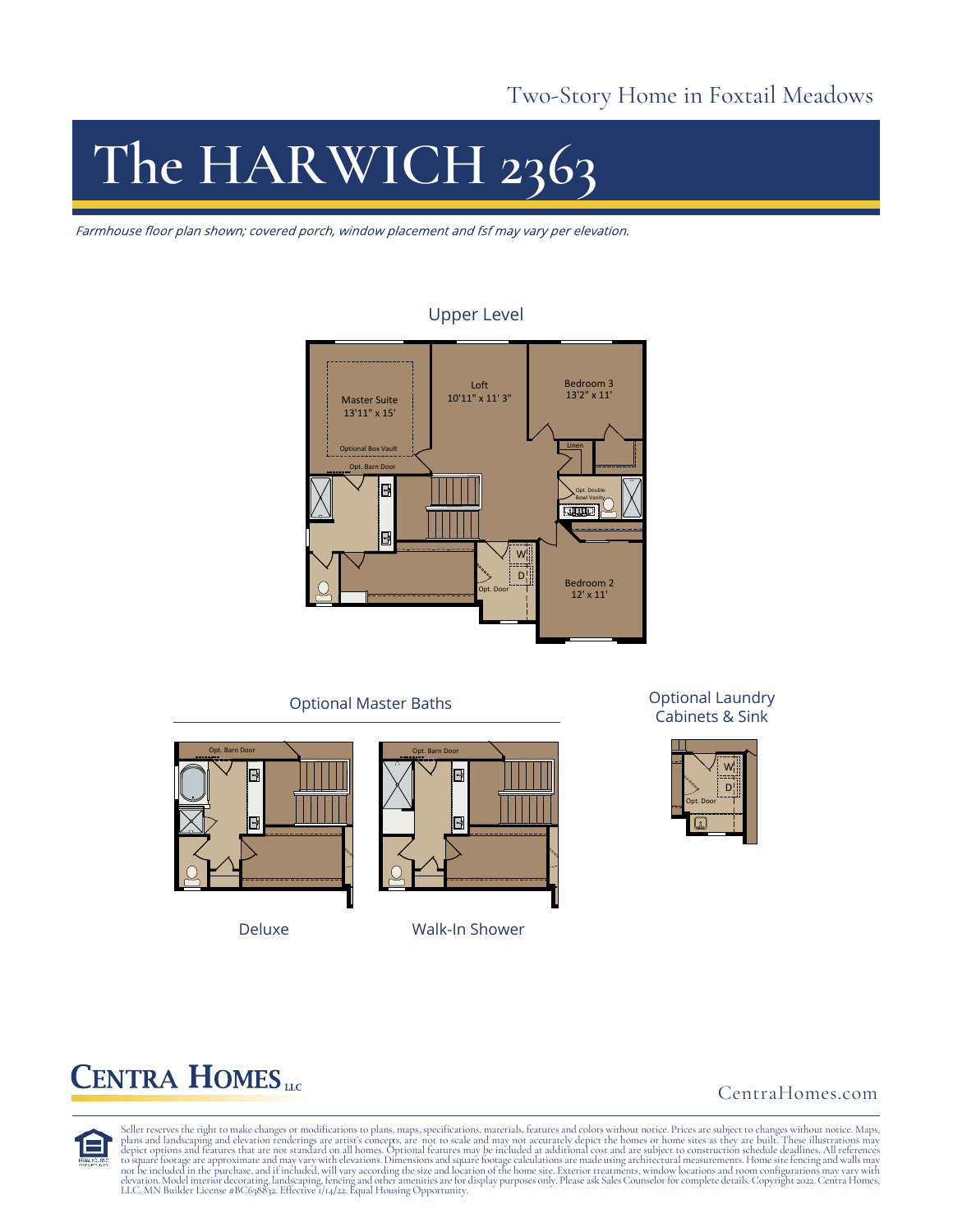Two-Story Home in Foxtail Meadows

# The HARWICH 2363

*Farmhouse floor plan shown; covered porch, window placement and fsf may vary per elevation.*

## Upper Level

Master Suite
13'11" x 15'

Optional Box Vault

Opt. Barn Door

Loft
10'11" x 11' 3"

Bedroom 3
13'2" x 11'

Linen

Opt. Double Bowl Vanity

W

D

Opt. Door

Bedroom 2
12' x 11'

## Optional Master Baths

Opt. Barn Door

Deluxe

Opt. Barn Door

Walk-In Shower

## Optional Laundry Cabinets & Sink

W

D

Opt. Door

CENTRA HOMES LLC

CentraHomes.com

Seller reserves the right to make changes or modifications to plans, maps, specifications, materials, features and colors without notice. Prices are subject to changes without notice. Maps, plans and landscaping and elevation renderings are artist's concepts, are not to scale and may not accurately depict the homes or home sites as they are built. These illustrations may depict options and features that are not standard on all homes. Optional features may be included at additional cost and are subject to construction schedule deadlines. All references to square footage are approximate and may vary with elevations. Dimensions and square footage calculations are made using architectural measurements. Home site fencing and walls may not be included in the purchase, and if included, will vary according the size and location of the home site. Exterior treatments, window locations and room configurations may vary with elevation. Model interior decorating, landscaping, fencing and other amenities are for display purposes only. Please ask Sales Counselor for complete details. Copyright 2022. Centra Homes, LLC. MN Builder License #BC638832. Effective 1/14/22. Equal Housing Opportunity.